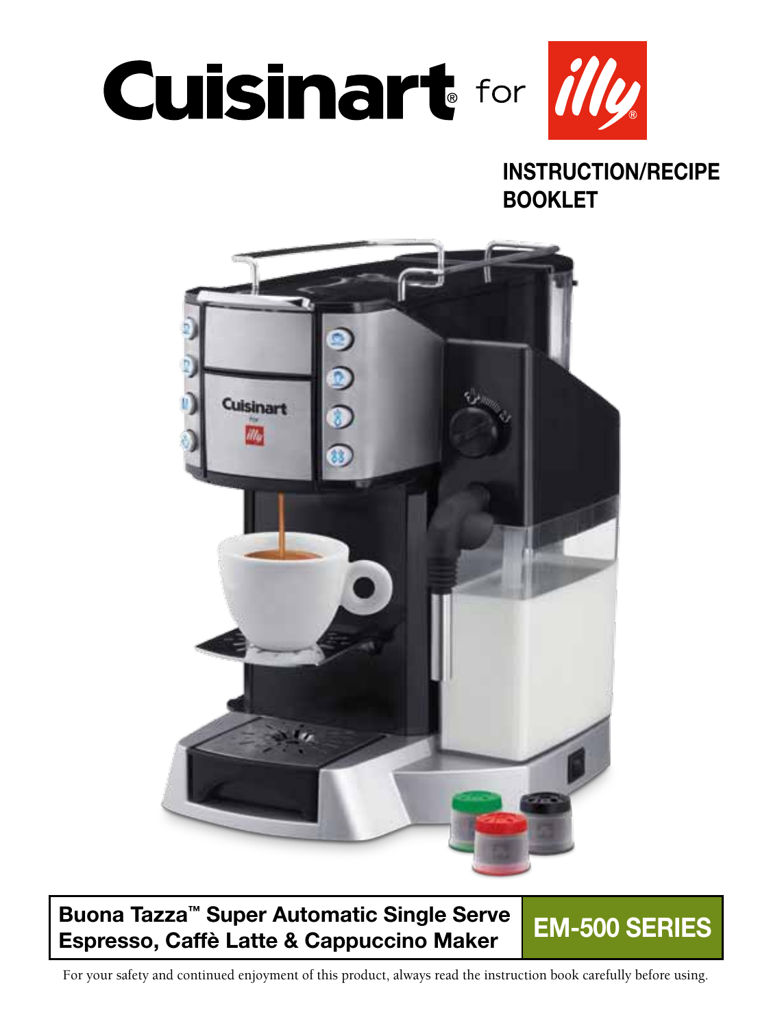# Cuisinart® for illy®

## INSTRUCTION/RECIPE BOOKLET

**Buona Tazza™ Super Automatic Single Serve Espresso, Caffè Latte & Cappuccino Maker**

**EM-500 SERIES**

For your safety and continued enjoyment of this product, always read the instruction book carefully before using.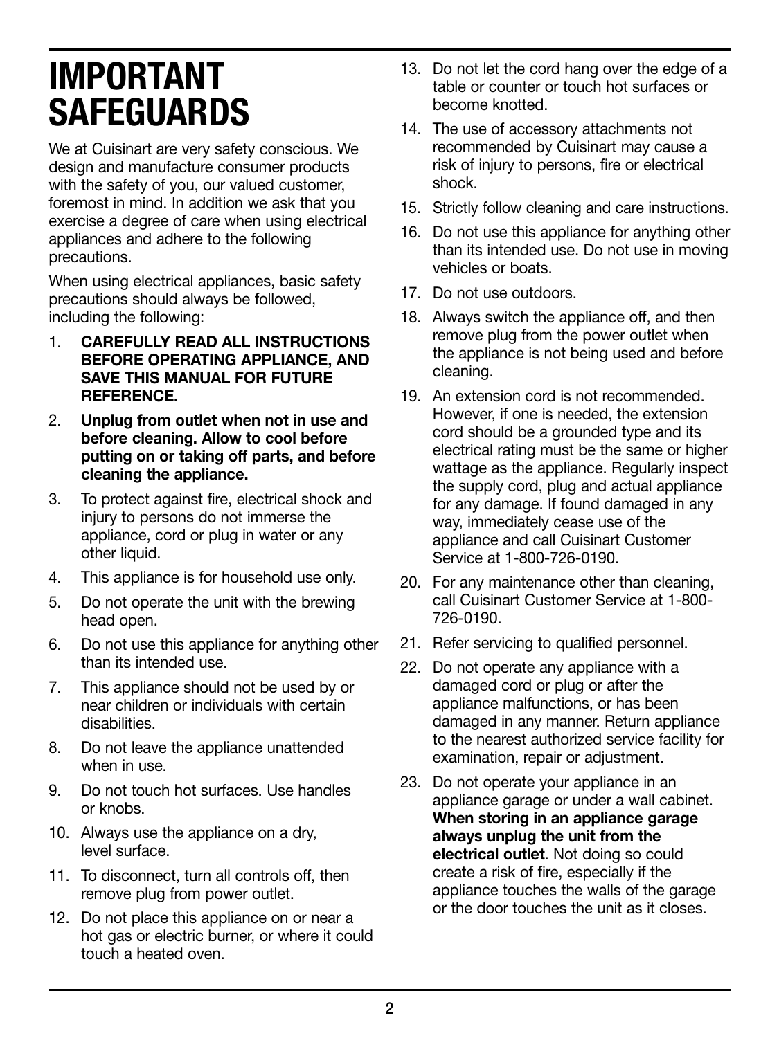# IMPORTANT SAFEGUARDS

We at Cuisinart are very safety conscious. We design and manufacture consumer products with the safety of you, our valued customer, foremost in mind. In addition we ask that you exercise a degree of care when using electrical appliances and adhere to the following precautions.

When using electrical appliances, basic safety precautions should always be followed, including the following:

1. **CAREFULLY READ ALL INSTRUCTIONS BEFORE OPERATING APPLIANCE, AND SAVE THIS MANUAL FOR FUTURE REFERENCE.**
2. **Unplug from outlet when not in use and before cleaning. Allow to cool before putting on or taking off parts, and before cleaning the appliance.**
3. To protect against fire, electrical shock and injury to persons do not immerse the appliance, cord or plug in water or any other liquid.
4. This appliance is for household use only.
5. Do not operate the unit with the brewing head open.
6. Do not use this appliance for anything other than its intended use.
7. This appliance should not be used by or near children or individuals with certain disabilities.
8. Do not leave the appliance unattended when in use.
9. Do not touch hot surfaces. Use handles or knobs.
10. Always use the appliance on a dry, level surface.
11. To disconnect, turn all controls off, then remove plug from power outlet.
12. Do not place this appliance on or near a hot gas or electric burner, or where it could touch a heated oven.
13. Do not let the cord hang over the edge of a table or counter or touch hot surfaces or become knotted.
14. The use of accessory attachments not recommended by Cuisinart may cause a risk of injury to persons, fire or electrical shock.
15. Strictly follow cleaning and care instructions.
16. Do not use this appliance for anything other than its intended use. Do not use in moving vehicles or boats.
17. Do not use outdoors.
18. Always switch the appliance off, and then remove plug from the power outlet when the appliance is not being used and before cleaning.
19. An extension cord is not recommended. However, if one is needed, the extension cord should be a grounded type and its electrical rating must be the same or higher wattage as the appliance. Regularly inspect the supply cord, plug and actual appliance for any damage. If found damaged in any way, immediately cease use of the appliance and call Cuisinart Customer Service at 1-800-726-0190.
20. For any maintenance other than cleaning, call Cuisinart Customer Service at 1-800-726-0190.
21. Refer servicing to qualified personnel.
22. Do not operate any appliance with a damaged cord or plug or after the appliance malfunctions, or has been damaged in any manner. Return appliance to the nearest authorized service facility for examination, repair or adjustment.
23. Do not operate your appliance in an appliance garage or under a wall cabinet. **When storing in an appliance garage always unplug the unit from the electrical outlet**. Not doing so could create a risk of fire, especially if the appliance touches the walls of the garage or the door touches the unit as it closes.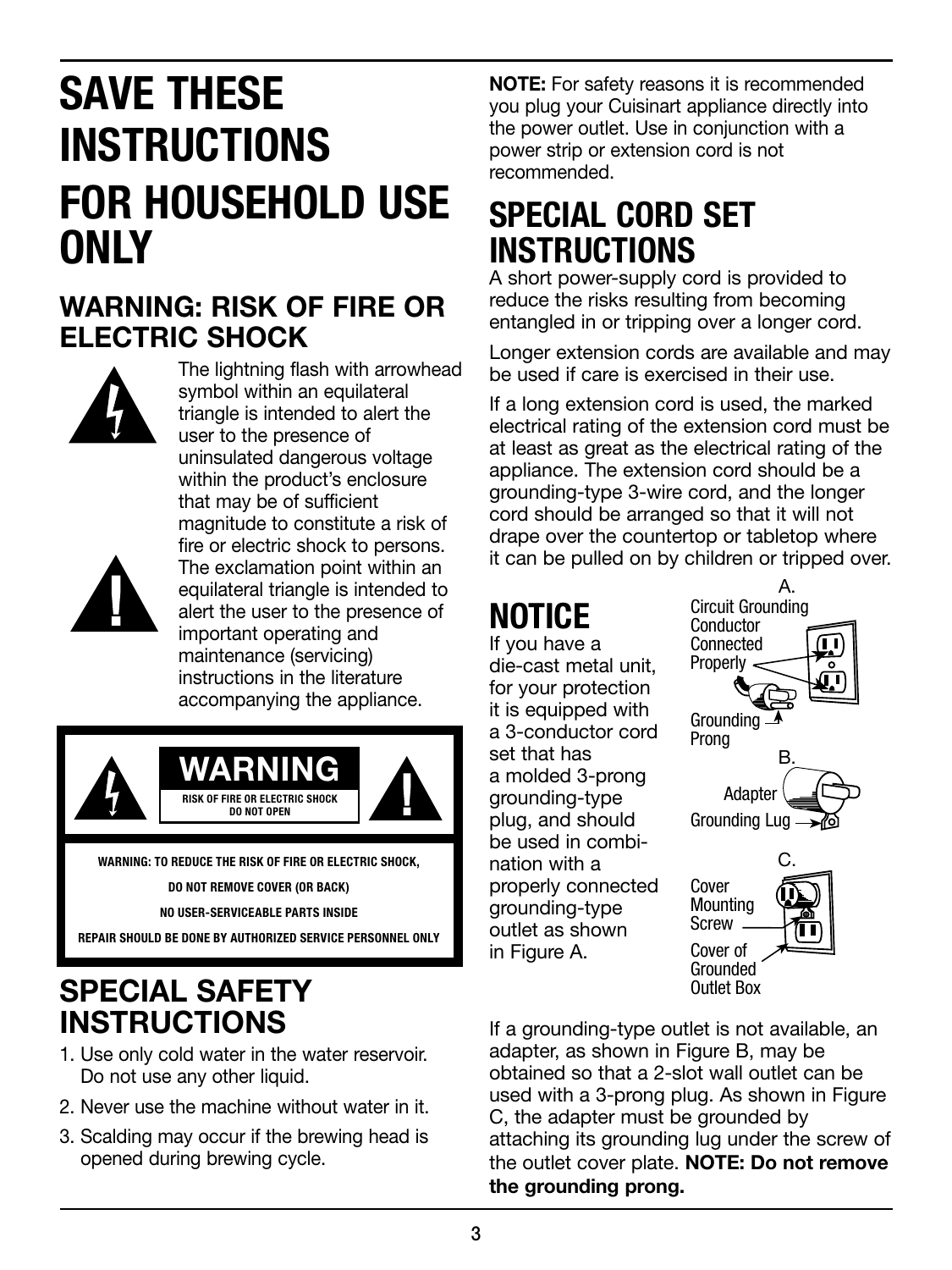# SAVE THESE INSTRUCTIONS

# FOR HOUSEHOLD USE ONLY

## WARNING: RISK OF FIRE OR ELECTRIC SHOCK

The lightning flash with arrowhead symbol within an equilateral triangle is intended to alert the user to the presence of uninsulated dangerous voltage within the product's enclosure that may be of sufficient magnitude to constitute a risk of fire or electric shock to persons. The exclamation point within an equilateral triangle is intended to alert the user to the presence of important operating and maintenance (servicing) instructions in the literature accompanying the appliance.

**WARNING**

**RISK OF FIRE OR ELECTRIC SHOCK DO NOT OPEN**

**WARNING: TO REDUCE THE RISK OF FIRE OR ELECTRIC SHOCK, DO NOT REMOVE COVER (OR BACK) NO USER-SERVICEABLE PARTS INSIDE REPAIR SHOULD BE DONE BY AUTHORIZED SERVICE PERSONNEL ONLY**

## SPECIAL SAFETY INSTRUCTIONS

1. Use only cold water in the water reservoir. Do not use any other liquid.
2. Never use the machine without water in it.
3. Scalding may occur if the brewing head is opened during brewing cycle.

**NOTE:** For safety reasons it is recommended you plug your Cuisinart appliance directly into the power outlet. Use in conjunction with a power strip or extension cord is not recommended.

## SPECIAL CORD SET INSTRUCTIONS

A short power-supply cord is provided to reduce the risks resulting from becoming entangled in or tripping over a longer cord.

Longer extension cords are available and may be used if care is exercised in their use.

If a long extension cord is used, the marked electrical rating of the extension cord must be at least as great as the electrical rating of the appliance. The extension cord should be a grounding-type 3-wire cord, and the longer cord should be arranged so that it will not drape over the countertop or tabletop where it can be pulled on by children or tripped over.

## NOTICE

If you have a die-cast metal unit, for your protection it is equipped with a 3-conductor cord set that has a molded 3-prong grounding-type plug, and should be used in combination with a properly connected grounding-type outlet as shown in Figure A.

A. Circuit Grounding Conductor Connected Properly — Grounding Prong

B. Adapter — Grounding Lug

C. Cover Mounting Screw — Cover of Grounded Outlet Box

If a grounding-type outlet is not available, an adapter, as shown in Figure B, may be obtained so that a 2-slot wall outlet can be used with a 3-prong plug. As shown in Figure C, the adapter must be grounded by attaching its grounding lug under the screw of the outlet cover plate. **NOTE: Do not remove the grounding prong.**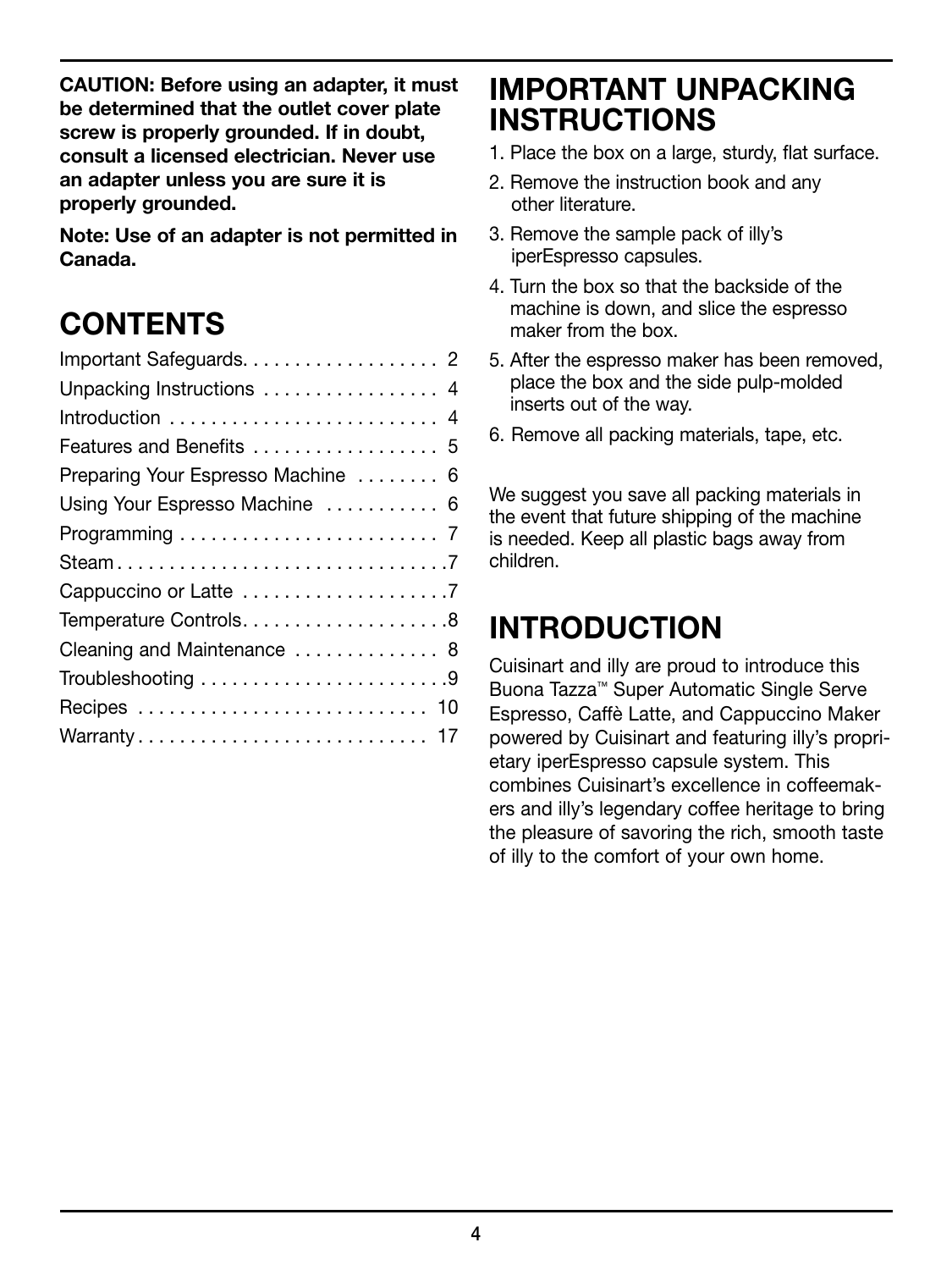**CAUTION: Before using an adapter, it must be determined that the outlet cover plate screw is properly grounded. If in doubt, consult a licensed electrician. Never use an adapter unless you are sure it is properly grounded.**

**Note: Use of an adapter is not permitted in Canada.**

## CONTENTS

| | |
|---|---|
| Important Safeguards | 2 |
| Unpacking Instructions | 4 |
| Introduction | 4 |
| Features and Benefits | 5 |
| Preparing Your Espresso Machine | 6 |
| Using Your Espresso Machine | 6 |
| Programming | 7 |
| Steam | 7 |
| Cappuccino or Latte | 7 |
| Temperature Controls | 8 |
| Cleaning and Maintenance | 8 |
| Troubleshooting | 9 |
| Recipes | 10 |
| Warranty | 17 |

## IMPORTANT UNPACKING INSTRUCTIONS

1. Place the box on a large, sturdy, flat surface.
2. Remove the instruction book and any other literature.
3. Remove the sample pack of illy's iperEspresso capsules.
4. Turn the box so that the backside of the machine is down, and slice the espresso maker from the box.
5. After the espresso maker has been removed, place the box and the side pulp-molded inserts out of the way.
6. Remove all packing materials, tape, etc.

We suggest you save all packing materials in the event that future shipping of the machine is needed. Keep all plastic bags away from children.

## INTRODUCTION

Cuisinart and illy are proud to introduce this Buona Tazza™ Super Automatic Single Serve Espresso, Caffè Latte, and Cappuccino Maker powered by Cuisinart and featuring illy's proprietary iperEspresso capsule system. This combines Cuisinart's excellence in coffeemakers and illy's legendary coffee heritage to bring the pleasure of savoring the rich, smooth taste of illy to the comfort of your own home.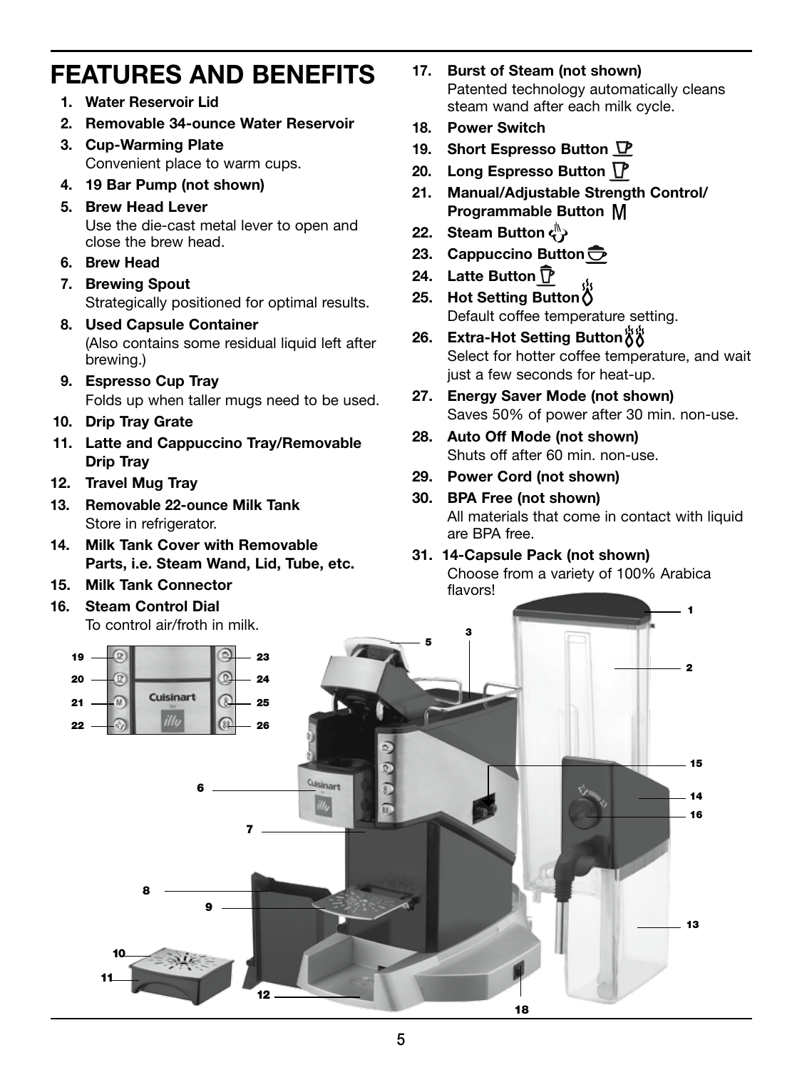# FEATURES AND BENEFITS

1. **Water Reservoir Lid**
2. **Removable 34-ounce Water Reservoir**
3. **Cup-Warming Plate**
   Convenient place to warm cups.
4. **19 Bar Pump (not shown)**
5. **Brew Head Lever**
   Use the die-cast metal lever to open and close the brew head.
6. **Brew Head**
7. **Brewing Spout**
   Strategically positioned for optimal results.
8. **Used Capsule Container**
   (Also contains some residual liquid left after brewing.)
9. **Espresso Cup Tray**
   Folds up when taller mugs need to be used.
10. **Drip Tray Grate**
11. **Latte and Cappuccino Tray/Removable Drip Tray**
12. **Travel Mug Tray**
13. **Removable 22-ounce Milk Tank**
    Store in refrigerator.
14. **Milk Tank Cover with Removable Parts, i.e. Steam Wand, Lid, Tube, etc.**
15. **Milk Tank Connector**
16. **Steam Control Dial**
    To control air/froth in milk.
17. **Burst of Steam (not shown)**
    Patented technology automatically cleans steam wand after each milk cycle.
18. **Power Switch**
19. **Short Espresso Button**
20. **Long Espresso Button**
21. **Manual/Adjustable Strength Control/ Programmable Button** M
22. **Steam Button**
23. **Cappuccino Button**
24. **Latte Button**
25. **Hot Setting Button**
    Default coffee temperature setting.
26. **Extra-Hot Setting Button**
    Select for hotter coffee temperature, and wait just a few seconds for heat-up.
27. **Energy Saver Mode (not shown)**
    Saves 50% of power after 30 min. non-use.
28. **Auto Off Mode (not shown)**
    Shuts off after 60 min. non-use.
29. **Power Cord (not shown)**
30. **BPA Free (not shown)**
    All materials that come in contact with liquid are BPA free.
31. **14-Capsule Pack (not shown)**
    Choose from a variety of 100% Arabica flavors!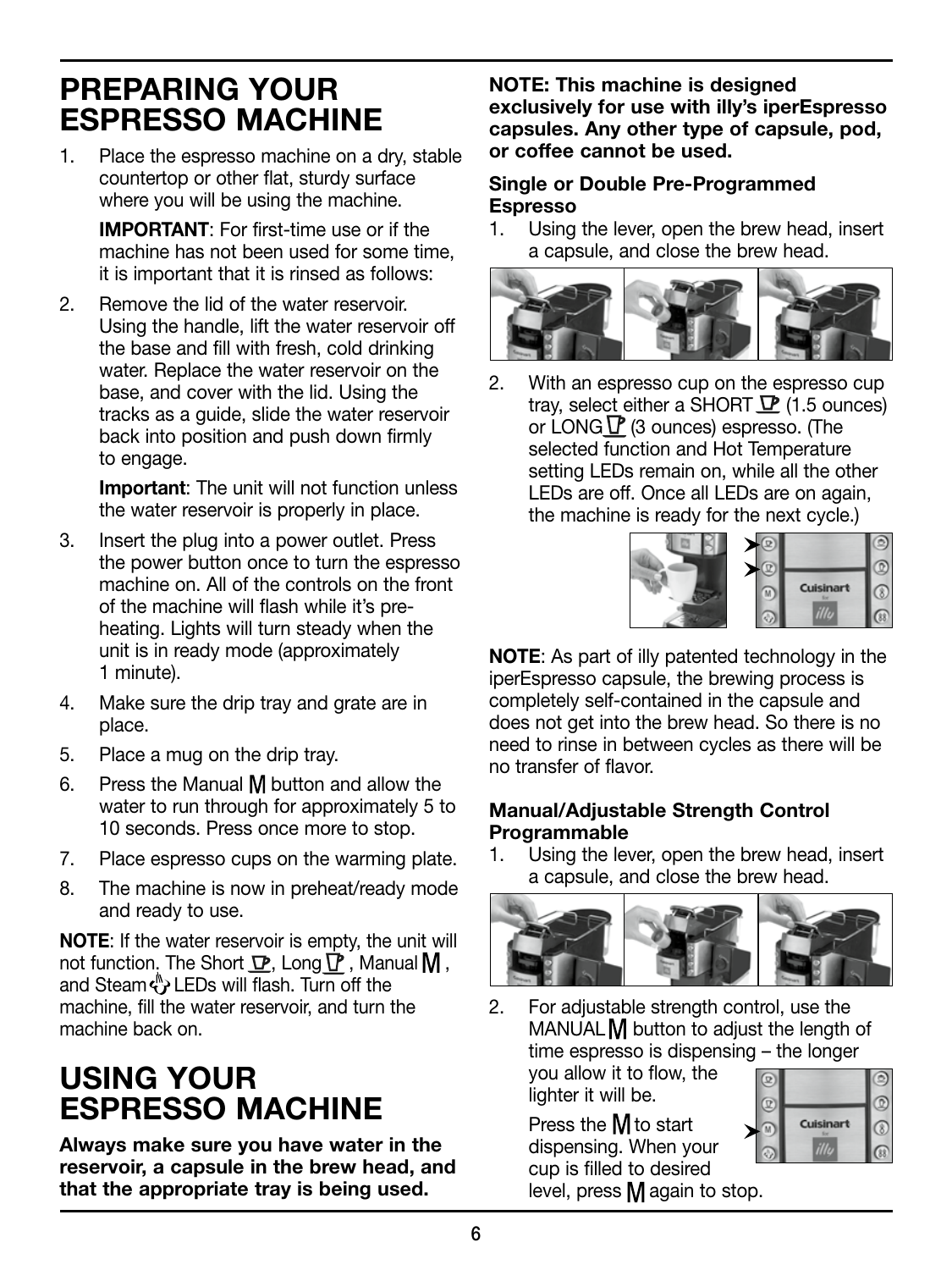## PREPARING YOUR ESPRESSO MACHINE

1. Place the espresso machine on a dry, stable countertop or other flat, sturdy surface where you will be using the machine.

   **IMPORTANT**: For first-time use or if the machine has not been used for some time, it is important that it is rinsed as follows:

2. Remove the lid of the water reservoir. Using the handle, lift the water reservoir off the base and fill with fresh, cold drinking water. Replace the water reservoir on the base, and cover with the lid. Using the tracks as a guide, slide the water reservoir back into position and push down firmly to engage.

   **Important**: The unit will not function unless the water reservoir is properly in place.

3. Insert the plug into a power outlet. Press the power button once to turn the espresso machine on. All of the controls on the front of the machine will flash while it's pre-heating. Lights will turn steady when the unit is in ready mode (approximately 1 minute).
4. Make sure the drip tray and grate are in place.
5. Place a mug on the drip tray.
6. Press the Manual M button and allow the water to run through for approximately 5 to 10 seconds. Press once more to stop.
7. Place espresso cups on the warming plate.
8. The machine is now in preheat/ready mode and ready to use.

**NOTE**: If the water reservoir is empty, the unit will not function. The Short, Long, Manual M, and Steam LEDs will flash. Turn off the machine, fill the water reservoir, and turn the machine back on.

## USING YOUR ESPRESSO MACHINE

**Always make sure you have water in the reservoir, a capsule in the brew head, and that the appropriate tray is being used.**

**NOTE: This machine is designed exclusively for use with illy's iperEspresso capsules. Any other type of capsule, pod, or coffee cannot be used.**

### Single or Double Pre-Programmed Espresso

1. Using the lever, open the brew head, insert a capsule, and close the brew head.
2. With an espresso cup on the espresso cup tray, select either a SHORT (1.5 ounces) or LONG (3 ounces) espresso. (The selected function and Hot Temperature setting LEDs remain on, while all the other LEDs are off. Once all LEDs are on again, the machine is ready for the next cycle.)

**NOTE**: As part of illy patented technology in the iperEspresso capsule, the brewing process is completely self-contained in the capsule and does not get into the brew head. So there is no need to rinse in between cycles as there will be no transfer of flavor.

### Manual/Adjustable Strength Control Programmable

1. Using the lever, open the brew head, insert a capsule, and close the brew head.
2. For adjustable strength control, use the MANUAL M button to adjust the length of time espresso is dispensing – the longer you allow it to flow, the lighter it will be.

   Press the M to start dispensing. When your cup is filled to desired level, press M again to stop.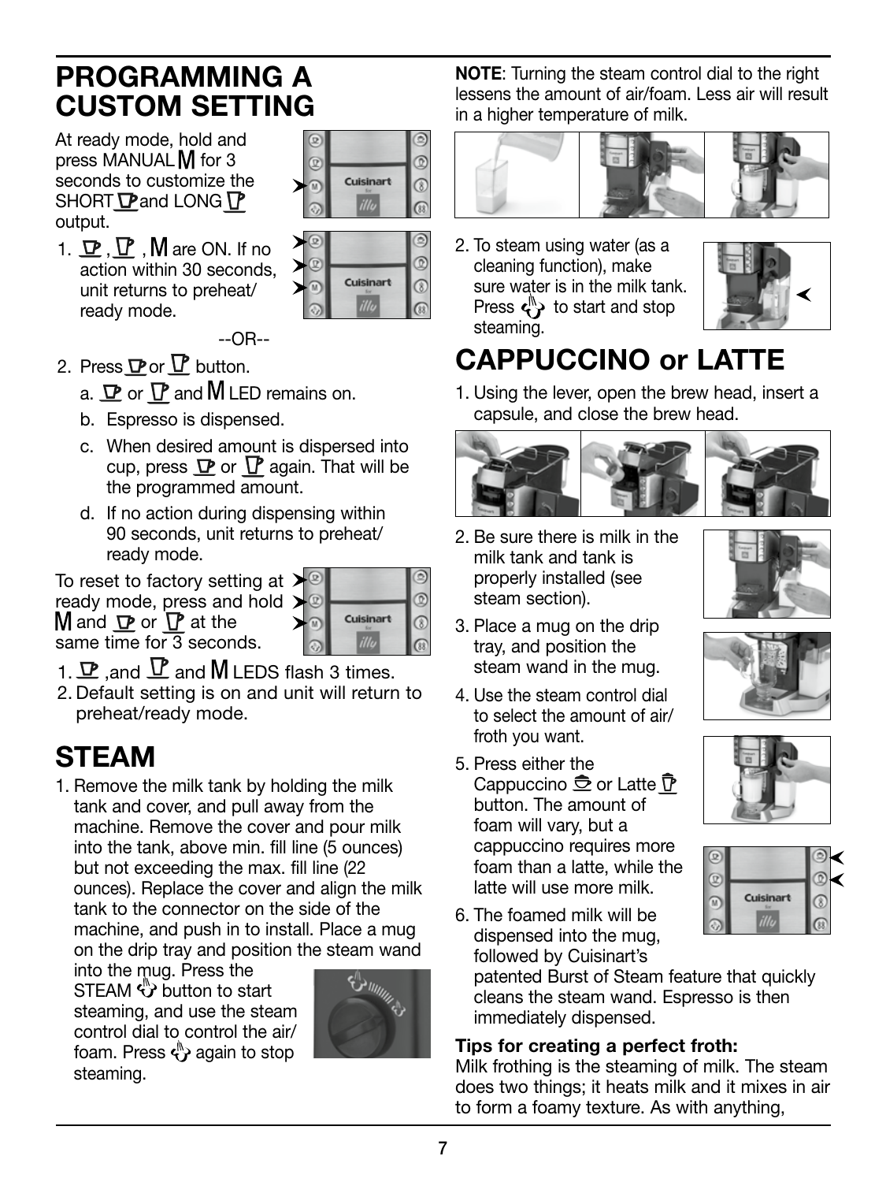## PROGRAMMING A CUSTOM SETTING

At ready mode, hold and press MANUAL M for 3 seconds to customize the SHORT and LONG output.

1. Short, Long, M are ON. If no action within 30 seconds, unit returns to preheat/ready mode.

--OR--

2. Press Short or Long button.
   a. Short or Long and M LED remains on.
   b. Espresso is dispensed.
   c. When desired amount is dispersed into cup, press Short or Long again. That will be the programmed amount.
   d. If no action during dispensing within 90 seconds, unit returns to preheat/ready mode.

To reset to factory setting at ready mode, press and hold M and Short or Long at the same time for 3 seconds.

1. Short, and Long and M LEDS flash 3 times.
2. Default setting is on and unit will return to preheat/ready mode.

## STEAM

1. Remove the milk tank by holding the milk tank and cover, and pull away from the machine. Remove the cover and pour milk into the tank, above min. fill line (5 ounces) but not exceeding the max. fill line (22 ounces). Replace the cover and align the milk tank to the connector on the side of the machine, and push in to install. Place a mug on the drip tray and position the steam wand into the mug. Press the STEAM button to start steaming, and use the steam control dial to control the air/foam. Press again to stop steaming.

**NOTE**: Turning the steam control dial to the right lessens the amount of air/foam. Less air will result in a higher temperature of milk.

2. To steam using water (as a cleaning function), make sure water is in the milk tank. Press to start and stop steaming.

## CAPPUCCINO or LATTE

1. Using the lever, open the brew head, insert a capsule, and close the brew head.
2. Be sure there is milk in the milk tank and tank is properly installed (see steam section).
3. Place a mug on the drip tray, and position the steam wand in the mug.
4. Use the steam control dial to select the amount of air/froth you want.
5. Press either the Cappuccino or Latte button. The amount of foam will vary, but a cappuccino requires more foam than a latte, while the latte will use more milk.
6. The foamed milk will be dispensed into the mug, followed by Cuisinart's patented Burst of Steam feature that quickly cleans the steam wand. Espresso is then immediately dispensed.

**Tips for creating a perfect froth:**

Milk frothing is the steaming of milk. The steam does two things; it heats milk and it mixes in air to form a foamy texture. As with anything,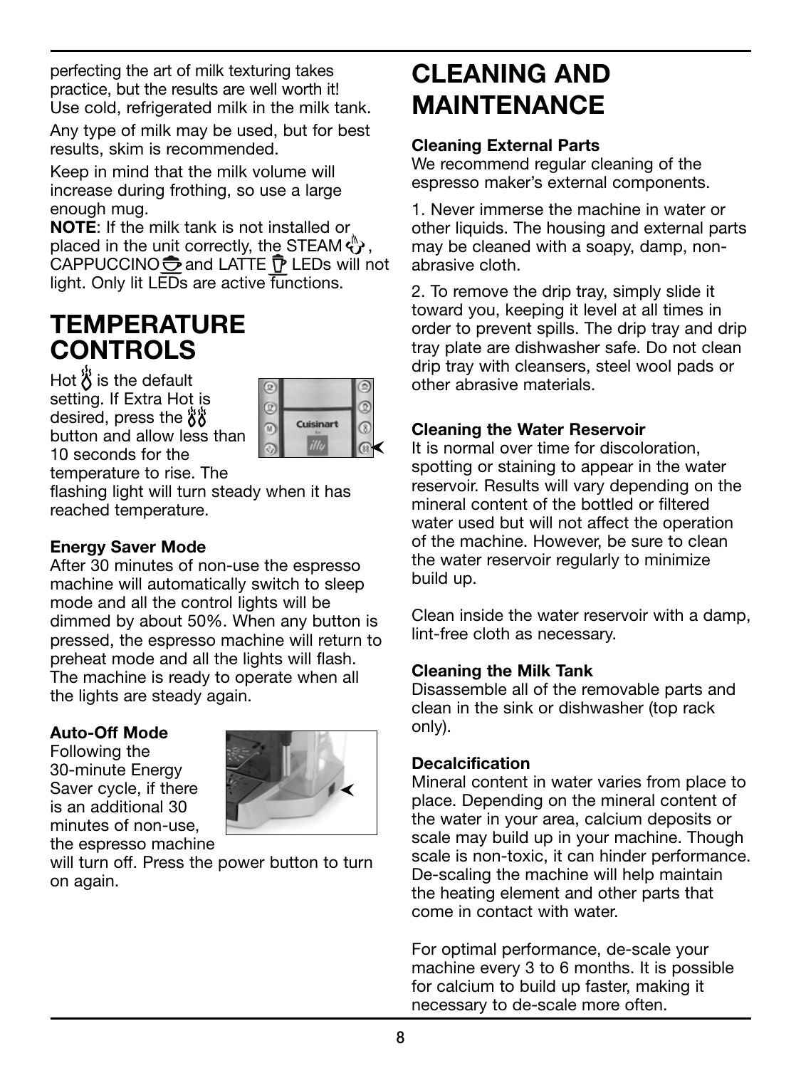perfecting the art of milk texturing takes practice, but the results are well worth it! Use cold, refrigerated milk in the milk tank.

Any type of milk may be used, but for best results, skim is recommended.

Keep in mind that the milk volume will increase during frothing, so use a large enough mug.

**NOTE**: If the milk tank is not installed or placed in the unit correctly, the STEAM, CAPPUCCINO and LATTE LEDs will not light. Only lit LEDs are active functions.

# TEMPERATURE CONTROLS

Hot is the default setting. If Extra Hot is desired, press the button and allow less than 10 seconds for the temperature to rise. The flashing light will turn steady when it has reached temperature.

### Energy Saver Mode

After 30 minutes of non-use the espresso machine will automatically switch to sleep mode and all the control lights will be dimmed by about 50%. When any button is pressed, the espresso machine will return to preheat mode and all the lights will flash. The machine is ready to operate when all the lights are steady again.

### Auto-Off Mode

Following the 30-minute Energy Saver cycle, if there is an additional 30 minutes of non-use, the espresso machine will turn off. Press the power button to turn on again.

# CLEANING AND MAINTENANCE

### Cleaning External Parts

We recommend regular cleaning of the espresso maker's external components.

1. Never immerse the machine in water or other liquids. The housing and external parts may be cleaned with a soapy, damp, non-abrasive cloth.

2. To remove the drip tray, simply slide it toward you, keeping it level at all times in order to prevent spills. The drip tray and drip tray plate are dishwasher safe. Do not clean drip tray with cleansers, steel wool pads or other abrasive materials.

### Cleaning the Water Reservoir

It is normal over time for discoloration, spotting or staining to appear in the water reservoir. Results will vary depending on the mineral content of the bottled or filtered water used but will not affect the operation of the machine. However, be sure to clean the water reservoir regularly to minimize build up.

Clean inside the water reservoir with a damp, lint-free cloth as necessary.

### Cleaning the Milk Tank

Disassemble all of the removable parts and clean in the sink or dishwasher (top rack only).

### Decalcification

Mineral content in water varies from place to place. Depending on the mineral content of the water in your area, calcium deposits or scale may build up in your machine. Though scale is non-toxic, it can hinder performance. De-scaling the machine will help maintain the heating element and other parts that come in contact with water.

For optimal performance, de-scale your machine every 3 to 6 months. It is possible for calcium to build up faster, making it necessary to de-scale more often.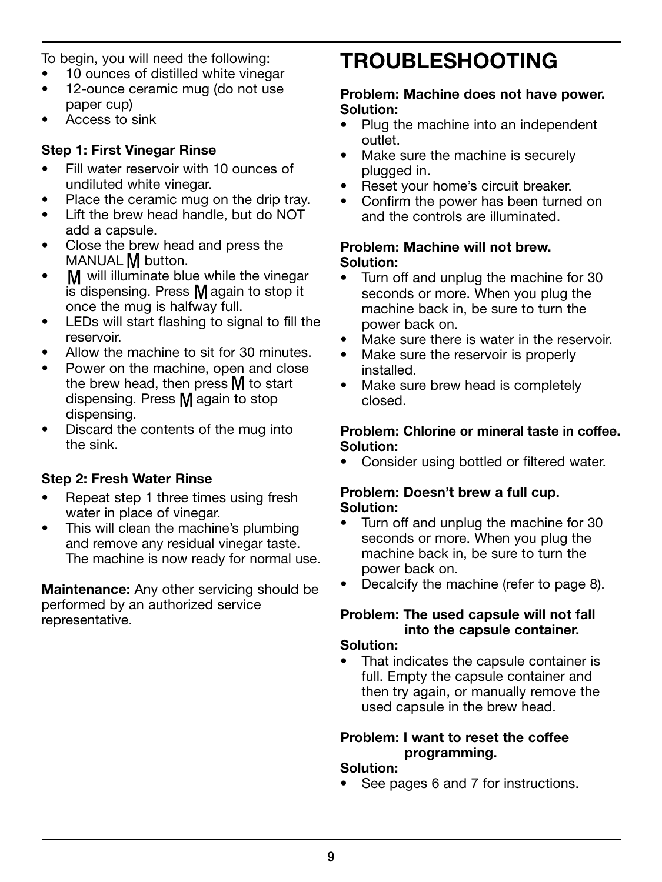To begin, you will need the following:

- 10 ounces of distilled white vinegar
- 12-ounce ceramic mug (do not use paper cup)
- Access to sink

**Step 1: First Vinegar Rinse**

- Fill water reservoir with 10 ounces of undiluted white vinegar.
- Place the ceramic mug on the drip tray.
- Lift the brew head handle, but do NOT add a capsule.
- Close the brew head and press the MANUAL M button.
- M will illuminate blue while the vinegar is dispensing. Press M again to stop it once the mug is halfway full.
- LEDs will start flashing to signal to fill the reservoir.
- Allow the machine to sit for 30 minutes.
- Power on the machine, open and close the brew head, then press M to start dispensing. Press M again to stop dispensing.
- Discard the contents of the mug into the sink.

**Step 2: Fresh Water Rinse**

- Repeat step 1 three times using fresh water in place of vinegar.
- This will clean the machine's plumbing and remove any residual vinegar taste. The machine is now ready for normal use.

**Maintenance:** Any other servicing should be performed by an authorized service representative.

# TROUBLESHOOTING

**Problem: Machine does not have power.**
**Solution:**

- Plug the machine into an independent outlet.
- Make sure the machine is securely plugged in.
- Reset your home's circuit breaker.
- Confirm the power has been turned on and the controls are illuminated.

**Problem: Machine will not brew.**
**Solution:**

- Turn off and unplug the machine for 30 seconds or more. When you plug the machine back in, be sure to turn the power back on.
- Make sure there is water in the reservoir.
- Make sure the reservoir is properly installed.
- Make sure brew head is completely closed.

**Problem: Chlorine or mineral taste in coffee.**
**Solution:**

- Consider using bottled or filtered water.

**Problem: Doesn't brew a full cup.**
**Solution:**

- Turn off and unplug the machine for 30 seconds or more. When you plug the machine back in, be sure to turn the power back on.
- Decalcify the machine (refer to page 8).

**Problem: The used capsule will not fall into the capsule container.**
**Solution:**

- That indicates the capsule container is full. Empty the capsule container and then try again, or manually remove the used capsule in the brew head.

**Problem: I want to reset the coffee programming.**
**Solution:**

- See pages 6 and 7 for instructions.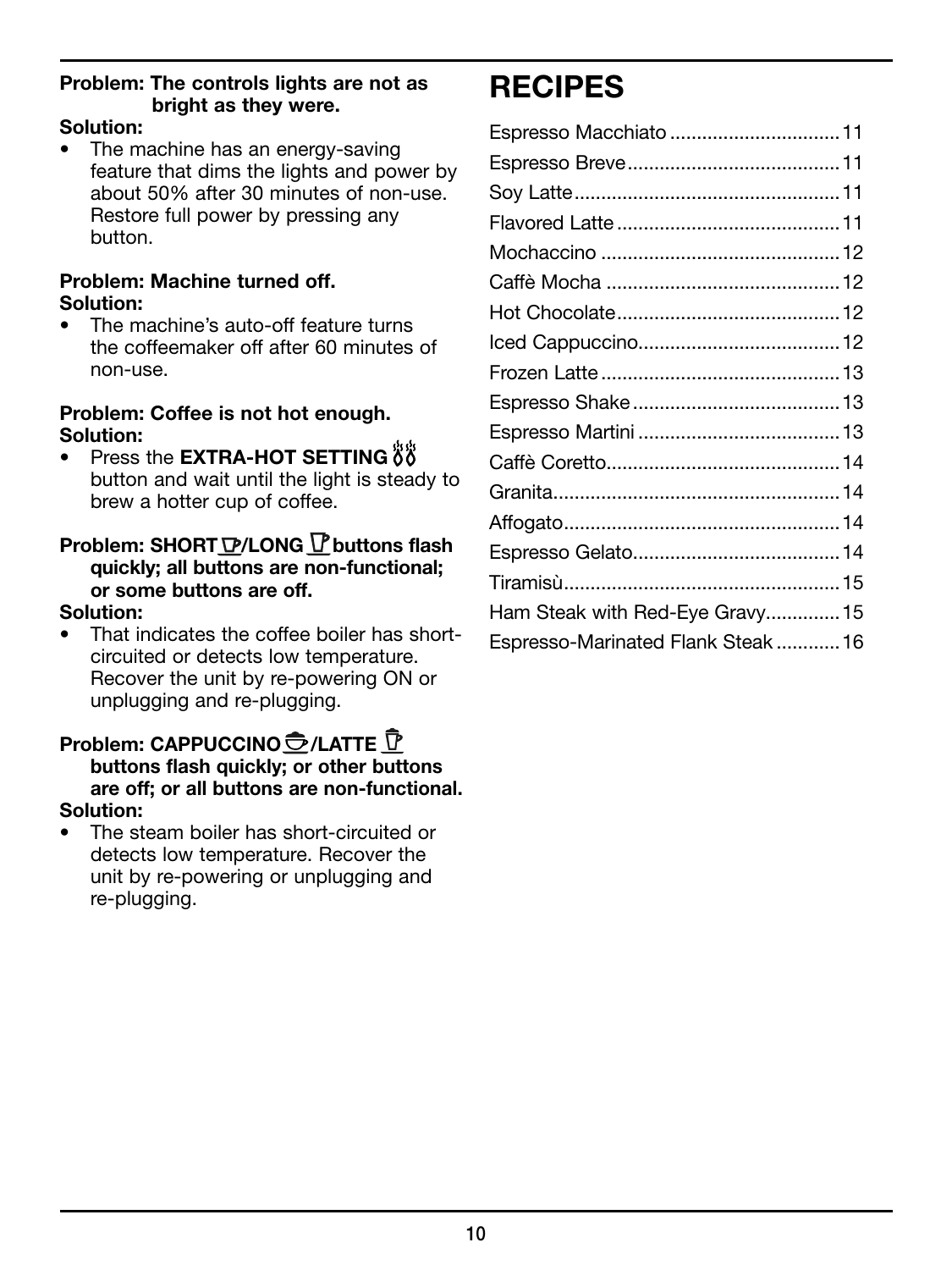**Problem: The controls lights are not as bright as they were.**

**Solution:**

- The machine has an energy-saving feature that dims the lights and power by about 50% after 30 minutes of non-use. Restore full power by pressing any button.

**Problem: Machine turned off.**

**Solution:**

- The machine's auto-off feature turns the coffeemaker off after 60 minutes of non-use.

**Problem: Coffee is not hot enough.**

**Solution:**

- Press the **EXTRA-HOT SETTING** button and wait until the light is steady to brew a hotter cup of coffee.

**Problem: SHORT/LONG buttons flash quickly; all buttons are non-functional; or some buttons are off.**

**Solution:**

- That indicates the coffee boiler has short-circuited or detects low temperature. Recover the unit by re-powering ON or unplugging and re-plugging.

**Problem: CAPPUCCINO/LATTE buttons flash quickly; or other buttons are off; or all buttons are non-functional.**

**Solution:**

- The steam boiler has short-circuited or detects low temperature. Recover the unit by re-powering or unplugging and re-plugging.

# RECIPES

| | |
|---|---|
| Espresso Macchiato | 11 |
| Espresso Breve | 11 |
| Soy Latte | 11 |
| Flavored Latte | 11 |
| Mochaccino | 12 |
| Caffè Mocha | 12 |
| Hot Chocolate | 12 |
| Iced Cappuccino | 12 |
| Frozen Latte | 13 |
| Espresso Shake | 13 |
| Espresso Martini | 13 |
| Caffè Coretto | 14 |
| Granita | 14 |
| Affogato | 14 |
| Espresso Gelato | 14 |
| Tiramisù | 15 |
| Ham Steak with Red-Eye Gravy | 15 |
| Espresso-Marinated Flank Steak | 16 |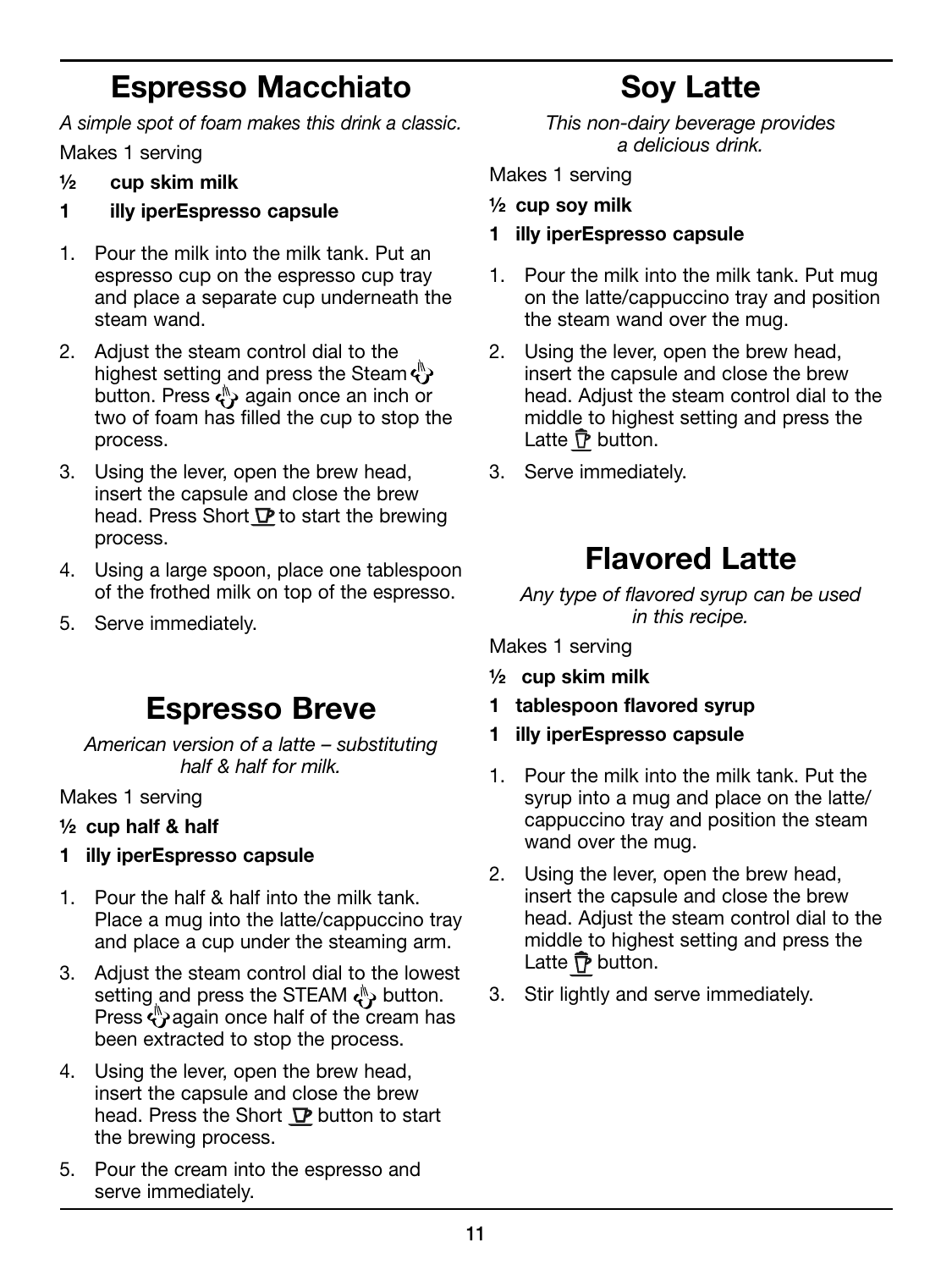## Espresso Macchiato

*A simple spot of foam makes this drink a classic.*

Makes 1 serving

**½ cup skim milk**

**1 illy iperEspresso capsule**

1. Pour the milk into the milk tank. Put an espresso cup on the espresso cup tray and place a separate cup underneath the steam wand.
2. Adjust the steam control dial to the highest setting and press the Steam button. Press again once an inch or two of foam has filled the cup to stop the process.
3. Using the lever, open the brew head, insert the capsule and close the brew head. Press Short to start the brewing process.
4. Using a large spoon, place one tablespoon of the frothed milk on top of the espresso.
5. Serve immediately.

## Espresso Breve

*American version of a latte – substituting half & half for milk.*

Makes 1 serving

**½ cup half & half**

**1 illy iperEspresso capsule**

1. Pour the half & half into the milk tank. Place a mug into the latte/cappuccino tray and place a cup under the steaming arm.
3. Adjust the steam control dial to the lowest setting and press the STEAM button. Press again once half of the cream has been extracted to stop the process.
4. Using the lever, open the brew head, insert the capsule and close the brew head. Press the Short button to start the brewing process.
5. Pour the cream into the espresso and serve immediately.

## Soy Latte

*This non-dairy beverage provides a delicious drink.*

Makes 1 serving

**½ cup soy milk**

**1 illy iperEspresso capsule**

1. Pour the milk into the milk tank. Put mug on the latte/cappuccino tray and position the steam wand over the mug.
2. Using the lever, open the brew head, insert the capsule and close the brew head. Adjust the steam control dial to the middle to highest setting and press the Latte button.
3. Serve immediately.

## Flavored Latte

*Any type of flavored syrup can be used in this recipe.*

Makes 1 serving

**½ cup skim milk**

**1 tablespoon flavored syrup**

**1 illy iperEspresso capsule**

1. Pour the milk into the milk tank. Put the syrup into a mug and place on the latte/cappuccino tray and position the steam wand over the mug.
2. Using the lever, open the brew head, insert the capsule and close the brew head. Adjust the steam control dial to the middle to highest setting and press the Latte button.
3. Stir lightly and serve immediately.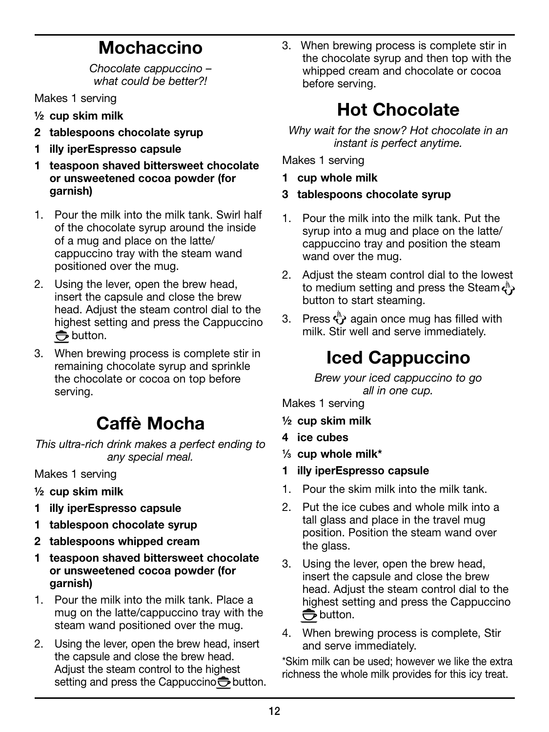## Mochaccino

*Chocolate cappuccino – what could be better?!*

Makes 1 serving

- **½ cup skim milk**
- **2 tablespoons chocolate syrup**
- **1 illy iperEspresso capsule**
- **1 teaspoon shaved bittersweet chocolate or unsweetened cocoa powder (for garnish)**

1. Pour the milk into the milk tank. Swirl half of the chocolate syrup around the inside of a mug and place on the latte/cappuccino tray with the steam wand positioned over the mug.
2. Using the lever, open the brew head, insert the capsule and close the brew head. Adjust the steam control dial to the highest setting and press the Cappuccino button.
3. When brewing process is complete stir in remaining chocolate syrup and sprinkle the chocolate or cocoa on top before serving.

## Caffè Mocha

*This ultra-rich drink makes a perfect ending to any special meal.*

Makes 1 serving

- **½ cup skim milk**
- **1 illy iperEspresso capsule**
- **1 tablespoon chocolate syrup**
- **2 tablespoons whipped cream**
- **1 teaspoon shaved bittersweet chocolate or unsweetened cocoa powder (for garnish)**

1. Pour the milk into the milk tank. Place a mug on the latte/cappuccino tray with the steam wand positioned over the mug.
2. Using the lever, open the brew head, insert the capsule and close the brew head. Adjust the steam control to the highest setting and press the Cappuccino button.
3. When brewing process is complete stir in the chocolate syrup and then top with the whipped cream and chocolate or cocoa before serving.

## Hot Chocolate

*Why wait for the snow? Hot chocolate in an instant is perfect anytime.*

Makes 1 serving

- **1 cup whole milk**
- **3 tablespoons chocolate syrup**

1. Pour the milk into the milk tank. Put the syrup into a mug and place on the latte/cappuccino tray and position the steam wand over the mug.
2. Adjust the steam control dial to the lowest to medium setting and press the Steam button to start steaming.
3. Press again once mug has filled with milk. Stir well and serve immediately.

## Iced Cappuccino

*Brew your iced cappuccino to go all in one cup.*

Makes 1 serving

- **½ cup skim milk**
- **4 ice cubes**
- **⅓ cup whole milk***
- **1 illy iperEspresso capsule**

1. Pour the skim milk into the milk tank.
2. Put the ice cubes and whole milk into a tall glass and place in the travel mug position. Position the steam wand over the glass.
3. Using the lever, open the brew head, insert the capsule and close the brew head. Adjust the steam control dial to the highest setting and press the Cappuccino button.
4. When brewing process is complete, Stir and serve immediately.

*Skim milk can be used; however we like the extra richness the whole milk provides for this icy treat.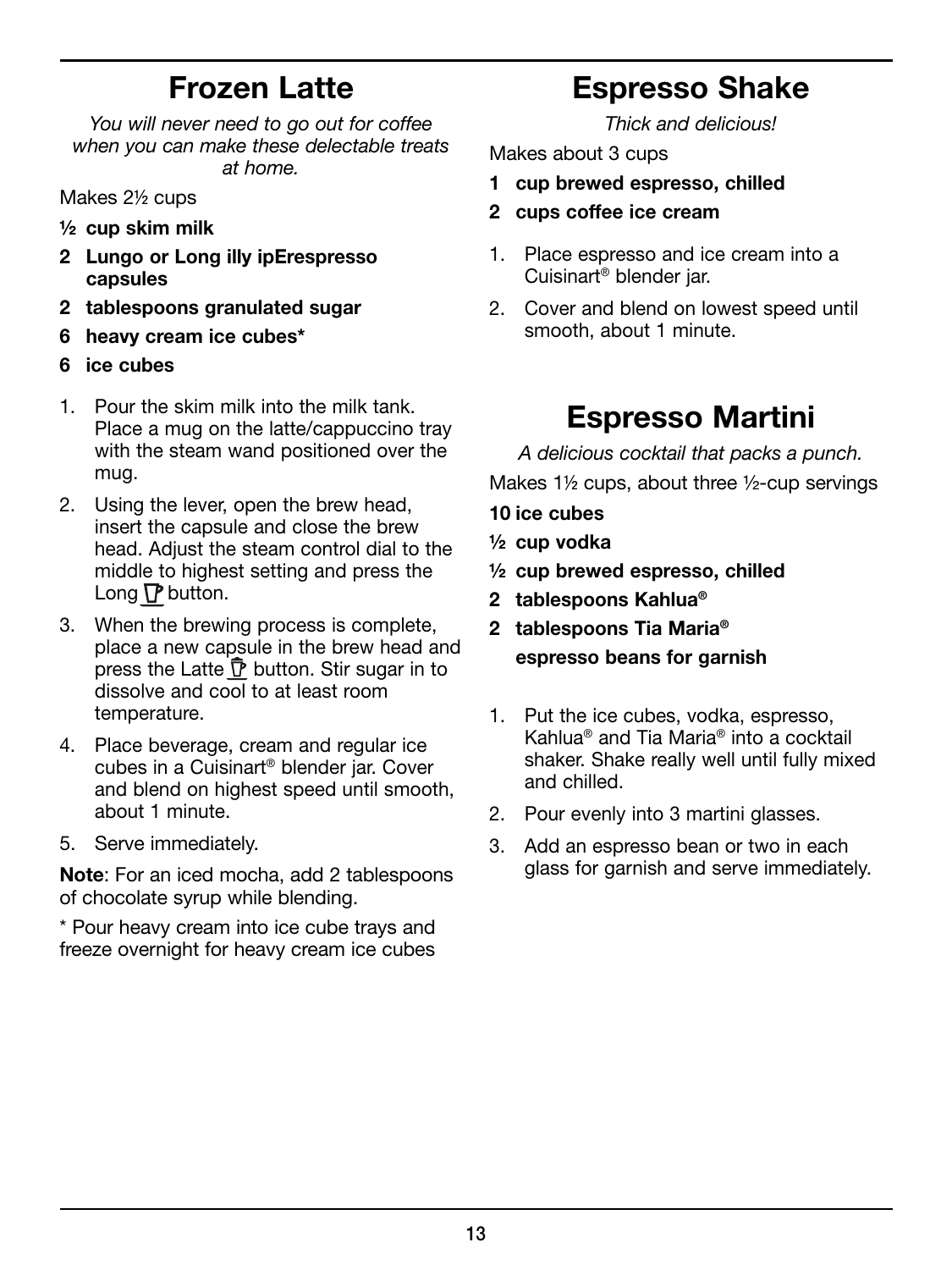## Frozen Latte

*You will never need to go out for coffee when you can make these delectable treats at home.*

Makes 2½ cups

- **½ cup skim milk**
- **2 Lungo or Long illy ipErespresso capsules**
- **2 tablespoons granulated sugar**
- **6 heavy cream ice cubes***
- **6 ice cubes**

1. Pour the skim milk into the milk tank. Place a mug on the latte/cappuccino tray with the steam wand positioned over the mug.
2. Using the lever, open the brew head, insert the capsule and close the brew head. Adjust the steam control dial to the middle to highest setting and press the Long button.
3. When the brewing process is complete, place a new capsule in the brew head and press the Latte button. Stir sugar in to dissolve and cool to at least room temperature.
4. Place beverage, cream and regular ice cubes in a Cuisinart® blender jar. Cover and blend on highest speed until smooth, about 1 minute.
5. Serve immediately.

**Note**: For an iced mocha, add 2 tablespoons of chocolate syrup while blending.

* Pour heavy cream into ice cube trays and freeze overnight for heavy cream ice cubes

## Espresso Shake

*Thick and delicious!*

Makes about 3 cups

- **1 cup brewed espresso, chilled**
- **2 cups coffee ice cream**

1. Place espresso and ice cream into a Cuisinart® blender jar.
2. Cover and blend on lowest speed until smooth, about 1 minute.

## Espresso Martini

*A delicious cocktail that packs a punch.*

Makes 1½ cups, about three ½-cup servings

- **10 ice cubes**
- **½ cup vodka**
- **½ cup brewed espresso, chilled**
- **2 tablespoons Kahlua®**
- **2 tablespoons Tia Maria®**
- **espresso beans for garnish**

1. Put the ice cubes, vodka, espresso, Kahlua® and Tia Maria® into a cocktail shaker. Shake really well until fully mixed and chilled.
2. Pour evenly into 3 martini glasses.
3. Add an espresso bean or two in each glass for garnish and serve immediately.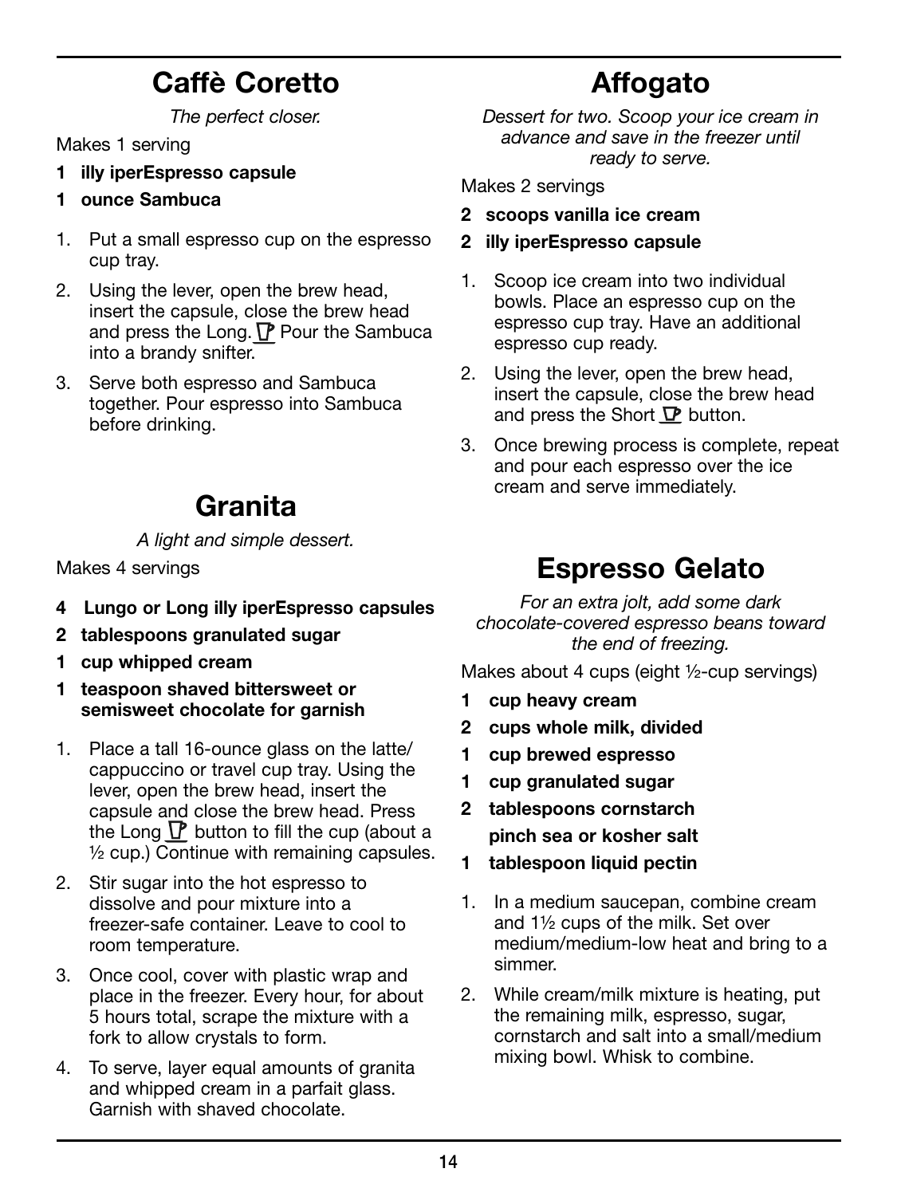## Caffè Coretto

*The perfect closer.*

Makes 1 serving

**1 illy iperEspresso capsule**

**1 ounce Sambuca**

1. Put a small espresso cup on the espresso cup tray.
2. Using the lever, open the brew head, insert the capsule, close the brew head and press the Long. Pour the Sambuca into a brandy snifter.
3. Serve both espresso and Sambuca together. Pour espresso into Sambuca before drinking.

## Granita

*A light and simple dessert.*

Makes 4 servings

**4 Lungo or Long illy iperEspresso capsules**

**2 tablespoons granulated sugar**

**1 cup whipped cream**

**1 teaspoon shaved bittersweet or semisweet chocolate for garnish**

1. Place a tall 16-ounce glass on the latte/cappuccino or travel cup tray. Using the lever, open the brew head, insert the capsule and close the brew head. Press the Long button to fill the cup (about a ½ cup.) Continue with remaining capsules.
2. Stir sugar into the hot espresso to dissolve and pour mixture into a freezer-safe container. Leave to cool to room temperature.
3. Once cool, cover with plastic wrap and place in the freezer. Every hour, for about 5 hours total, scrape the mixture with a fork to allow crystals to form.
4. To serve, layer equal amounts of granita and whipped cream in a parfait glass. Garnish with shaved chocolate.

## Affogato

*Dessert for two. Scoop your ice cream in advance and save in the freezer until ready to serve.*

Makes 2 servings

**2 scoops vanilla ice cream**

**2 illy iperEspresso capsule**

1. Scoop ice cream into two individual bowls. Place an espresso cup on the espresso cup tray. Have an additional espresso cup ready.
2. Using the lever, open the brew head, insert the capsule, close the brew head and press the Short button.
3. Once brewing process is complete, repeat and pour each espresso over the ice cream and serve immediately.

## Espresso Gelato

*For an extra jolt, add some dark chocolate-covered espresso beans toward the end of freezing.*

Makes about 4 cups (eight ½-cup servings)

**1 cup heavy cream**

**2 cups whole milk, divided**

**1 cup brewed espresso**

**1 cup granulated sugar**

**2 tablespoons cornstarch**

**pinch sea or kosher salt**

**1 tablespoon liquid pectin**

1. In a medium saucepan, combine cream and 1½ cups of the milk. Set over medium/medium-low heat and bring to a simmer.
2. While cream/milk mixture is heating, put the remaining milk, espresso, sugar, cornstarch and salt into a small/medium mixing bowl. Whisk to combine.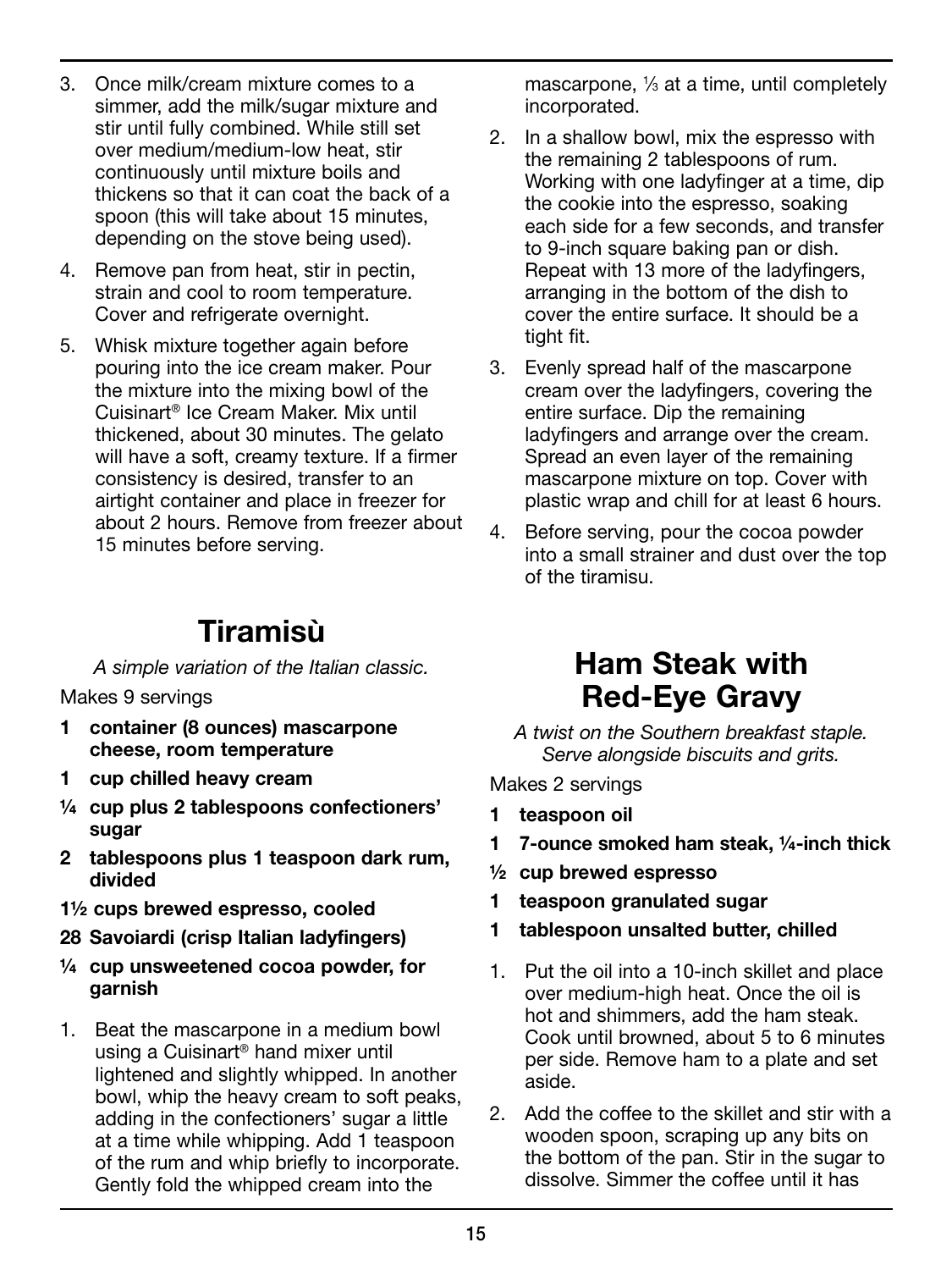3. Once milk/cream mixture comes to a simmer, add the milk/sugar mixture and stir until fully combined. While still set over medium/medium-low heat, stir continuously until mixture boils and thickens so that it can coat the back of a spoon (this will take about 15 minutes, depending on the stove being used).
4. Remove pan from heat, stir in pectin, strain and cool to room temperature. Cover and refrigerate overnight.
5. Whisk mixture together again before pouring into the ice cream maker. Pour the mixture into the mixing bowl of the Cuisinart® Ice Cream Maker. Mix until thickened, about 30 minutes. The gelato will have a soft, creamy texture. If a firmer consistency is desired, transfer to an airtight container and place in freezer for about 2 hours. Remove from freezer about 15 minutes before serving.

# Tiramisù

*A simple variation of the Italian classic.*

Makes 9 servings

- **1 container (8 ounces) mascarpone cheese, room temperature**
- **1 cup chilled heavy cream**
- **¼ cup plus 2 tablespoons confectioners' sugar**
- **2 tablespoons plus 1 teaspoon dark rum, divided**
- **1½ cups brewed espresso, cooled**
- **28 Savoiardi (crisp Italian ladyfingers)**
- **¼ cup unsweetened cocoa powder, for garnish**

1. Beat the mascarpone in a medium bowl using a Cuisinart® hand mixer until lightened and slightly whipped. In another bowl, whip the heavy cream to soft peaks, adding in the confectioners' sugar a little at a time while whipping. Add 1 teaspoon of the rum and whip briefly to incorporate. Gently fold the whipped cream into the mascarpone, ⅓ at a time, until completely incorporated.
2. In a shallow bowl, mix the espresso with the remaining 2 tablespoons of rum. Working with one ladyfinger at a time, dip the cookie into the espresso, soaking each side for a few seconds, and transfer to 9-inch square baking pan or dish. Repeat with 13 more of the ladyfingers, arranging in the bottom of the dish to cover the entire surface. It should be a tight fit.
3. Evenly spread half of the mascarpone cream over the ladyfingers, covering the entire surface. Dip the remaining ladyfingers and arrange over the cream. Spread an even layer of the remaining mascarpone mixture on top. Cover with plastic wrap and chill for at least 6 hours.
4. Before serving, pour the cocoa powder into a small strainer and dust over the top of the tiramisu.

# Ham Steak with Red-Eye Gravy

*A twist on the Southern breakfast staple. Serve alongside biscuits and grits.*

Makes 2 servings

- **1 teaspoon oil**
- **1 7-ounce smoked ham steak, ¼-inch thick**
- **½ cup brewed espresso**
- **1 teaspoon granulated sugar**
- **1 tablespoon unsalted butter, chilled**

1. Put the oil into a 10-inch skillet and place over medium-high heat. Once the oil is hot and shimmers, add the ham steak. Cook until browned, about 5 to 6 minutes per side. Remove ham to a plate and set aside.
2. Add the coffee to the skillet and stir with a wooden spoon, scraping up any bits on the bottom of the pan. Stir in the sugar to dissolve. Simmer the coffee until it has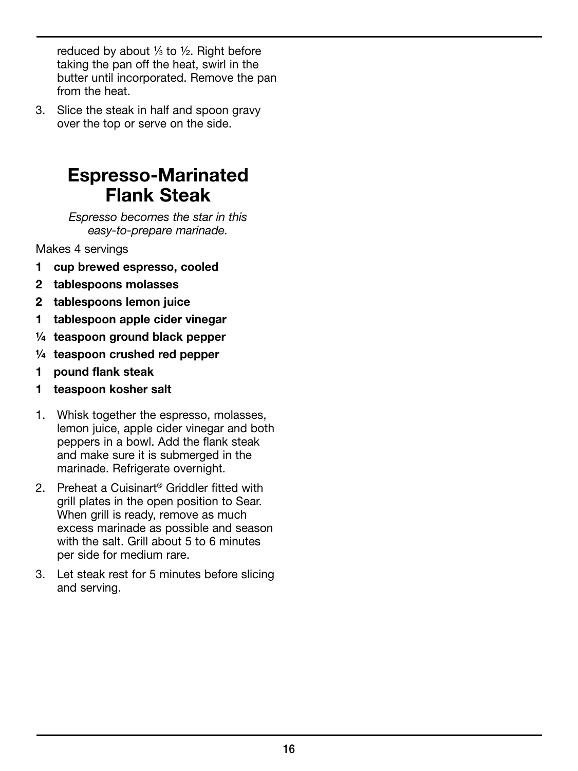reduced by about ⅓ to ½. Right before taking the pan off the heat, swirl in the butter until incorporated. Remove the pan from the heat.

3. Slice the steak in half and spoon gravy over the top or serve on the side.

## Espresso-Marinated Flank Steak

*Espresso becomes the star in this easy-to-prepare marinade.*

Makes 4 servings

**1 cup brewed espresso, cooled**
**2 tablespoons molasses**
**2 tablespoons lemon juice**
**1 tablespoon apple cider vinegar**
**¼ teaspoon ground black pepper**
**¼ teaspoon crushed red pepper**
**1 pound flank steak**
**1 teaspoon kosher salt**

1. Whisk together the espresso, molasses, lemon juice, apple cider vinegar and both peppers in a bowl. Add the flank steak and make sure it is submerged in the marinade. Refrigerate overnight.
2. Preheat a Cuisinart® Griddler fitted with grill plates in the open position to Sear. When grill is ready, remove as much excess marinade as possible and season with the salt. Grill about 5 to 6 minutes per side for medium rare.
3. Let steak rest for 5 minutes before slicing and serving.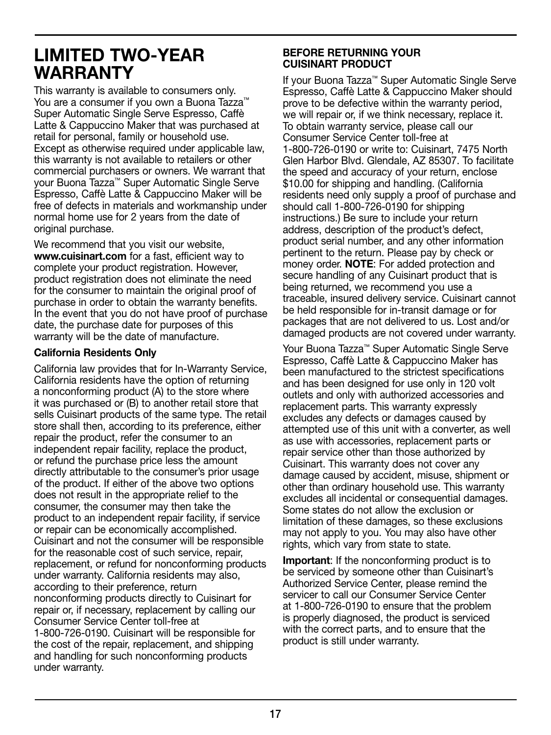# LIMITED TWO-YEAR WARRANTY

This warranty is available to consumers only. You are a consumer if you own a Buona Tazza™ Super Automatic Single Serve Espresso, Caffè Latte & Cappuccino Maker that was purchased at retail for personal, family or household use. Except as otherwise required under applicable law, this warranty is not available to retailers or other commercial purchasers or owners. We warrant that your Buona Tazza™ Super Automatic Single Serve Espresso, Caffè Latte & Cappuccino Maker will be free of defects in materials and workmanship under normal home use for 2 years from the date of original purchase.

We recommend that you visit our website, **www.cuisinart.com** for a fast, efficient way to complete your product registration. However, product registration does not eliminate the need for the consumer to maintain the original proof of purchase in order to obtain the warranty benefits. In the event that you do not have proof of purchase date, the purchase date for purposes of this warranty will be the date of manufacture.

**California Residents Only**

California law provides that for In-Warranty Service, California residents have the option of returning a nonconforming product (A) to the store where it was purchased or (B) to another retail store that sells Cuisinart products of the same type. The retail store shall then, according to its preference, either repair the product, refer the consumer to an independent repair facility, replace the product, or refund the purchase price less the amount directly attributable to the consumer's prior usage of the product. If either of the above two options does not result in the appropriate relief to the consumer, the consumer may then take the product to an independent repair facility, if service or repair can be economically accomplished. Cuisinart and not the consumer will be responsible for the reasonable cost of such service, repair, replacement, or refund for nonconforming products under warranty. California residents may also, according to their preference, return nonconforming products directly to Cuisinart for repair or, if necessary, replacement by calling our Consumer Service Center toll-free at 1-800-726-0190. Cuisinart will be responsible for the cost of the repair, replacement, and shipping and handling for such nonconforming products under warranty.

**BEFORE RETURNING YOUR CUISINART PRODUCT**

If your Buona Tazza™ Super Automatic Single Serve Espresso, Caffè Latte & Cappuccino Maker should prove to be defective within the warranty period, we will repair or, if we think necessary, replace it. To obtain warranty service, please call our Consumer Service Center toll-free at 1-800-726-0190 or write to: Cuisinart, 7475 North Glen Harbor Blvd. Glendale, AZ 85307. To facilitate the speed and accuracy of your return, enclose $10.00 for shipping and handling. (California residents need only supply a proof of purchase and should call 1-800-726-0190 for shipping instructions.) Be sure to include your return address, description of the product's defect, product serial number, and any other information pertinent to the return. Please pay by check or money order. **NOTE**: For added protection and secure handling of any Cuisinart product that is being returned, we recommend you use a traceable, insured delivery service. Cuisinart cannot be held responsible for in-transit damage or for packages that are not delivered to us. Lost and/or damaged products are not covered under warranty.

Your Buona Tazza™ Super Automatic Single Serve Espresso, Caffè Latte & Cappuccino Maker has been manufactured to the strictest specifications and has been designed for use only in 120 volt outlets and only with authorized accessories and replacement parts. This warranty expressly excludes any defects or damages caused by attempted use of this unit with a converter, as well as use with accessories, replacement parts or repair service other than those authorized by Cuisinart. This warranty does not cover any damage caused by accident, misuse, shipment or other than ordinary household use. This warranty excludes all incidental or consequential damages. Some states do not allow the exclusion or limitation of these damages, so these exclusions may not apply to you. You may also have other rights, which vary from state to state.

**Important**: If the nonconforming product is to be serviced by someone other than Cuisinart's Authorized Service Center, please remind the servicer to call our Consumer Service Center at 1-800-726-0190 to ensure that the problem is properly diagnosed, the product is serviced with the correct parts, and to ensure that the product is still under warranty.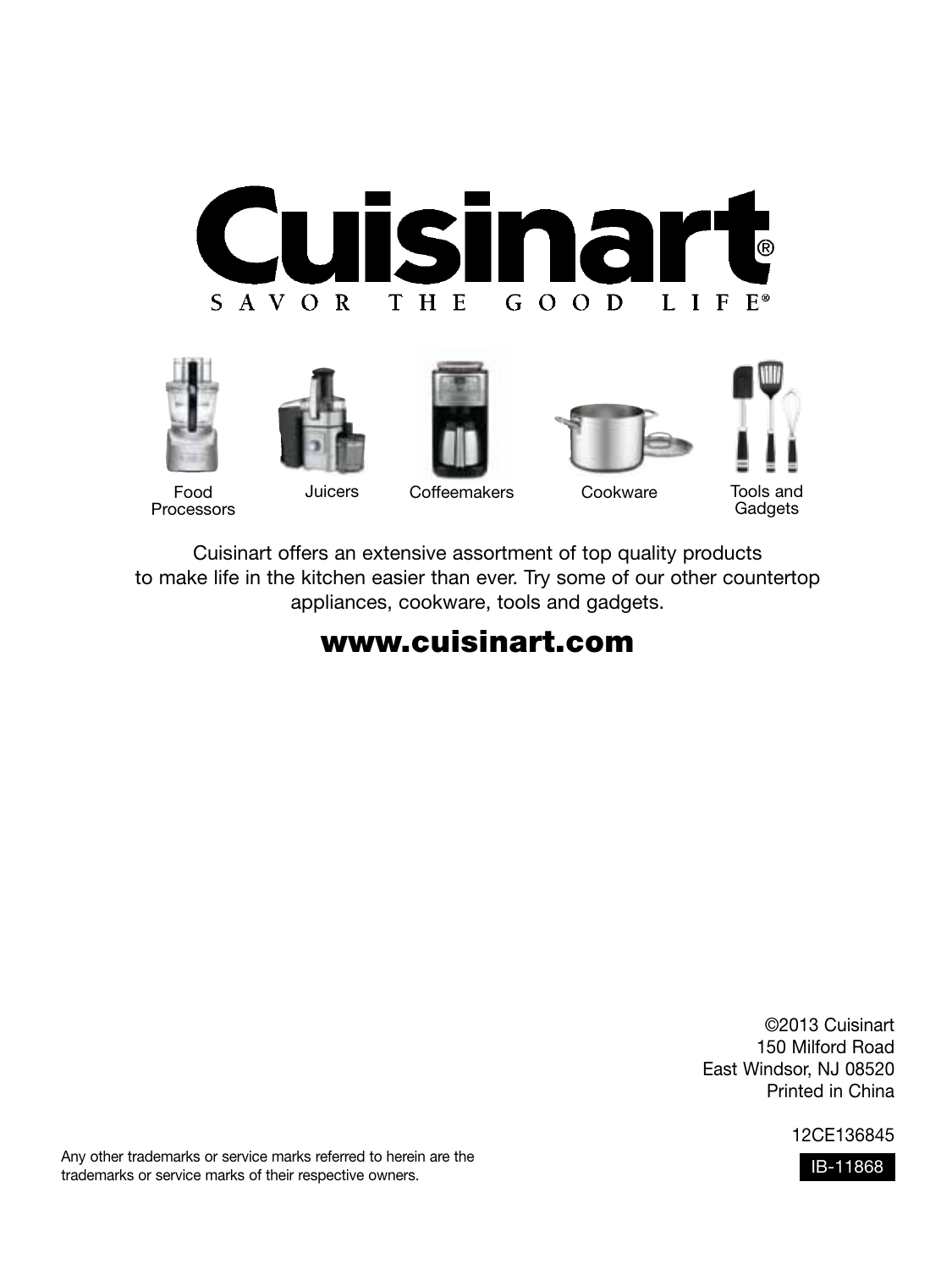# Cuisinart®

SAVOR THE GOOD LIFE®

Food Processors

Juicers

Coffeemakers

Cookware

Tools and Gadgets

Cuisinart offers an extensive assortment of top quality products to make life in the kitchen easier than ever. Try some of our other countertop appliances, cookware, tools and gadgets.

**www.cuisinart.com**

©2013 Cuisinart
150 Milford Road
East Windsor, NJ 08520
Printed in China

12CE136845

IB-11868

Any other trademarks or service marks referred to herein are the trademarks or service marks of their respective owners.